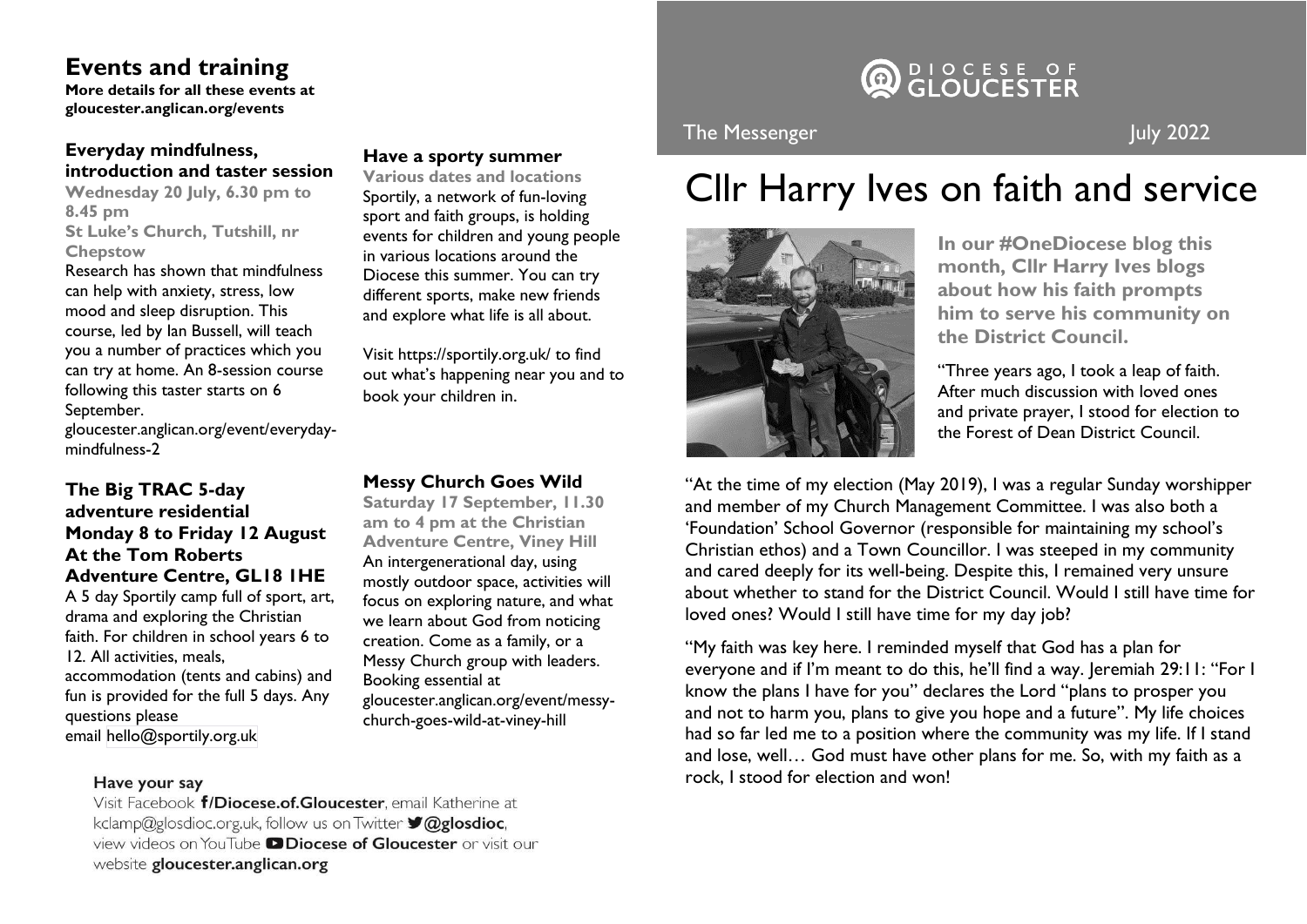## Events and training

**More details for all these events at gloucester.anglican.org/events**

### Everyday mindfulness, introduction and taster session

**Wednesday 20 July, 6.30 pm to 8.45 pm**
**St Luke's Church, Tutshill, nr Chepstow**

Research has shown that mindfulness can help with anxiety, stress, low mood and sleep disruption. This course, led by Ian Bussell, will teach you a number of practices which you can try at home. An 8-session course following this taster starts on 6 September.
gloucester.anglican.org/event/everyday-mindfulness-2

### The Big TRAC 5-day adventure residential Monday 8 to Friday 12 August At the Tom Roberts Adventure Centre, GL18 1HE

A 5 day Sportily camp full of sport, art, drama and exploring the Christian faith. For children in school years 6 to 12. All activities, meals, accommodation (tents and cabins) and fun is provided for the full 5 days. Any questions please email hello@sportily.org.uk

### Have a sporty summer

**Various dates and locations**

Sportily, a network of fun-loving sport and faith groups, is holding events for children and young people in various locations around the Diocese this summer. You can try different sports, make new friends and explore what life is all about.

Visit https://sportily.org.uk/ to find out what's happening near you and to book your children in.

### Messy Church Goes Wild

**Saturday 17 September, 11.30 am to 4 pm at the Christian Adventure Centre, Viney Hill**

An intergenerational day, using mostly outdoor space, activities will focus on exploring nature, and what we learn about God from noticing creation. Come as a family, or a Messy Church group with leaders. Booking essential at gloucester.anglican.org/event/messy-church-goes-wild-at-viney-hill

**Have your say**

Visit Facebook **/Diocese.of.Gloucester**, email Katherine at kclamp@glosdioc.org.uk, follow us on Twitter **@glosdioc**, view videos on YouTube **Diocese of Gloucester** or visit our website **gloucester.anglican.org**

DIOCESE OF GLOUCESTER

The Messenger July 2022

# Cllr Harry Ives on faith and service

**In our #OneDiocese blog this month, Cllr Harry Ives blogs about how his faith prompts him to serve his community on the District Council.**

"Three years ago, I took a leap of faith. After much discussion with loved ones and private prayer, I stood for election to the Forest of Dean District Council.

"At the time of my election (May 2019), I was a regular Sunday worshipper and member of my Church Management Committee. I was also both a 'Foundation' School Governor (responsible for maintaining my school's Christian ethos) and a Town Councillor. I was steeped in my community and cared deeply for its well-being. Despite this, I remained very unsure about whether to stand for the District Council. Would I still have time for loved ones? Would I still have time for my day job?

"My faith was key here. I reminded myself that God has a plan for everyone and if I'm meant to do this, he'll find a way. Jeremiah 29:11: "For I know the plans I have for you" declares the Lord "plans to prosper you and not to harm you, plans to give you hope and a future". My life choices had so far led me to a position where the community was my life. If I stand and lose, well… God must have other plans for me. So, with my faith as a rock, I stood for election and won!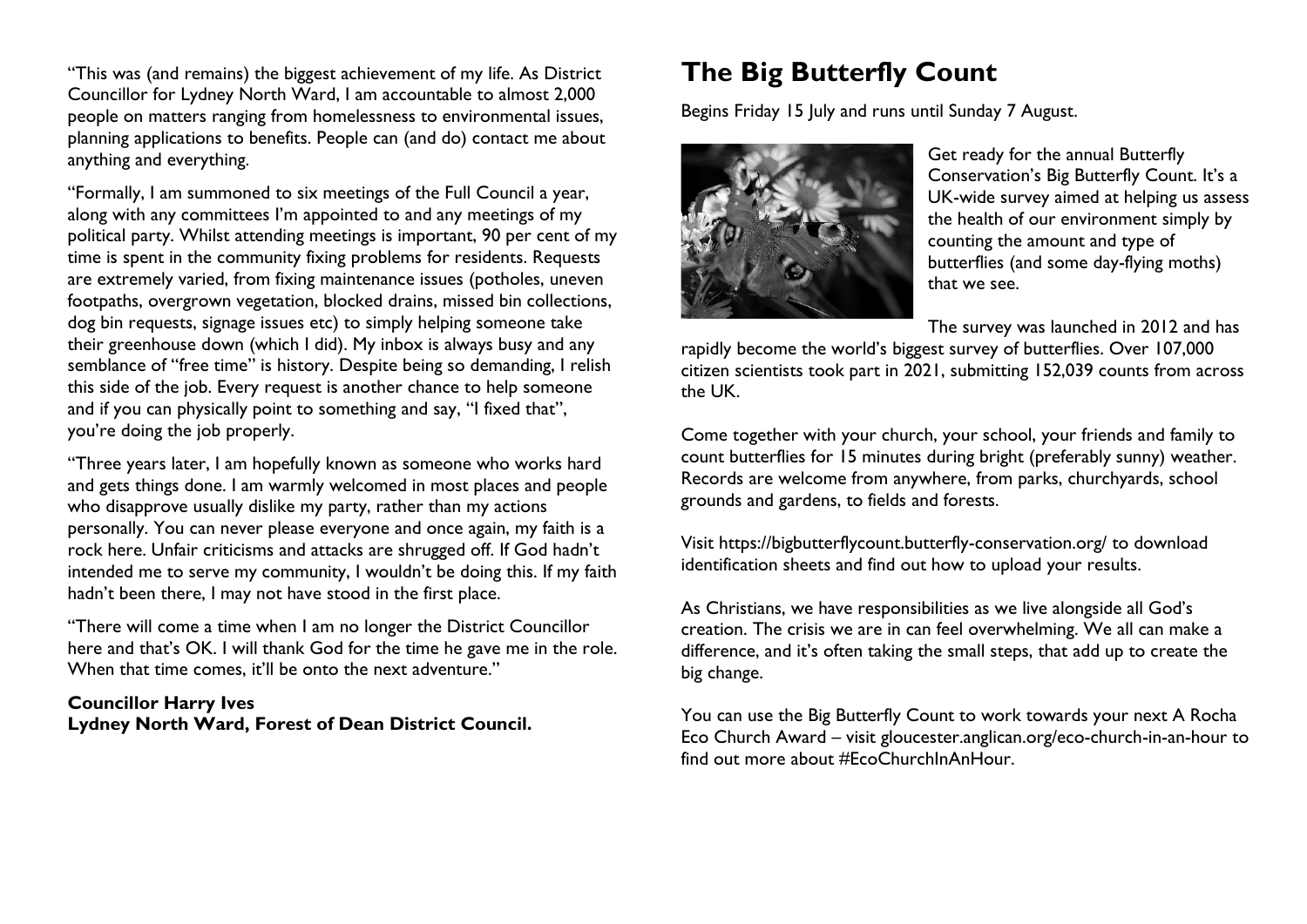"This was (and remains) the biggest achievement of my life. As District Councillor for Lydney North Ward, I am accountable to almost 2,000 people on matters ranging from homelessness to environmental issues, planning applications to benefits. People can (and do) contact me about anything and everything.

"Formally, I am summoned to six meetings of the Full Council a year, along with any committees I'm appointed to and any meetings of my political party. Whilst attending meetings is important, 90 per cent of my time is spent in the community fixing problems for residents. Requests are extremely varied, from fixing maintenance issues (potholes, uneven footpaths, overgrown vegetation, blocked drains, missed bin collections, dog bin requests, signage issues etc) to simply helping someone take their greenhouse down (which I did). My inbox is always busy and any semblance of "free time" is history. Despite being so demanding, I relish this side of the job. Every request is another chance to help someone and if you can physically point to something and say, "I fixed that", you're doing the job properly.

"Three years later, I am hopefully known as someone who works hard and gets things done. I am warmly welcomed in most places and people who disapprove usually dislike my party, rather than my actions personally. You can never please everyone and once again, my faith is a rock here. Unfair criticisms and attacks are shrugged off. If God hadn't intended me to serve my community, I wouldn't be doing this. If my faith hadn't been there, I may not have stood in the first place.

"There will come a time when I am no longer the District Councillor here and that's OK. I will thank God for the time he gave me in the role. When that time comes, it'll be onto the next adventure."

**Councillor Harry Ives**
**Lydney North Ward, Forest of Dean District Council.**

# The Big Butterfly Count

Begins Friday 15 July and runs until Sunday 7 August.

Get ready for the annual Butterfly Conservation's Big Butterfly Count. It's a UK-wide survey aimed at helping us assess the health of our environment simply by counting the amount and type of butterflies (and some day-flying moths) that we see.

The survey was launched in 2012 and has rapidly become the world's biggest survey of butterflies. Over 107,000 citizen scientists took part in 2021, submitting 152,039 counts from across the UK.

Come together with your church, your school, your friends and family to count butterflies for 15 minutes during bright (preferably sunny) weather. Records are welcome from anywhere, from parks, churchyards, school grounds and gardens, to fields and forests.

Visit https://bigbutterflycount.butterfly-conservation.org/ to download identification sheets and find out how to upload your results.

As Christians, we have responsibilities as we live alongside all God's creation. The crisis we are in can feel overwhelming. We all can make a difference, and it's often taking the small steps, that add up to create the big change.

You can use the Big Butterfly Count to work towards your next A Rocha Eco Church Award – visit gloucester.anglican.org/eco-church-in-an-hour to find out more about #EcoChurchInAnHour.